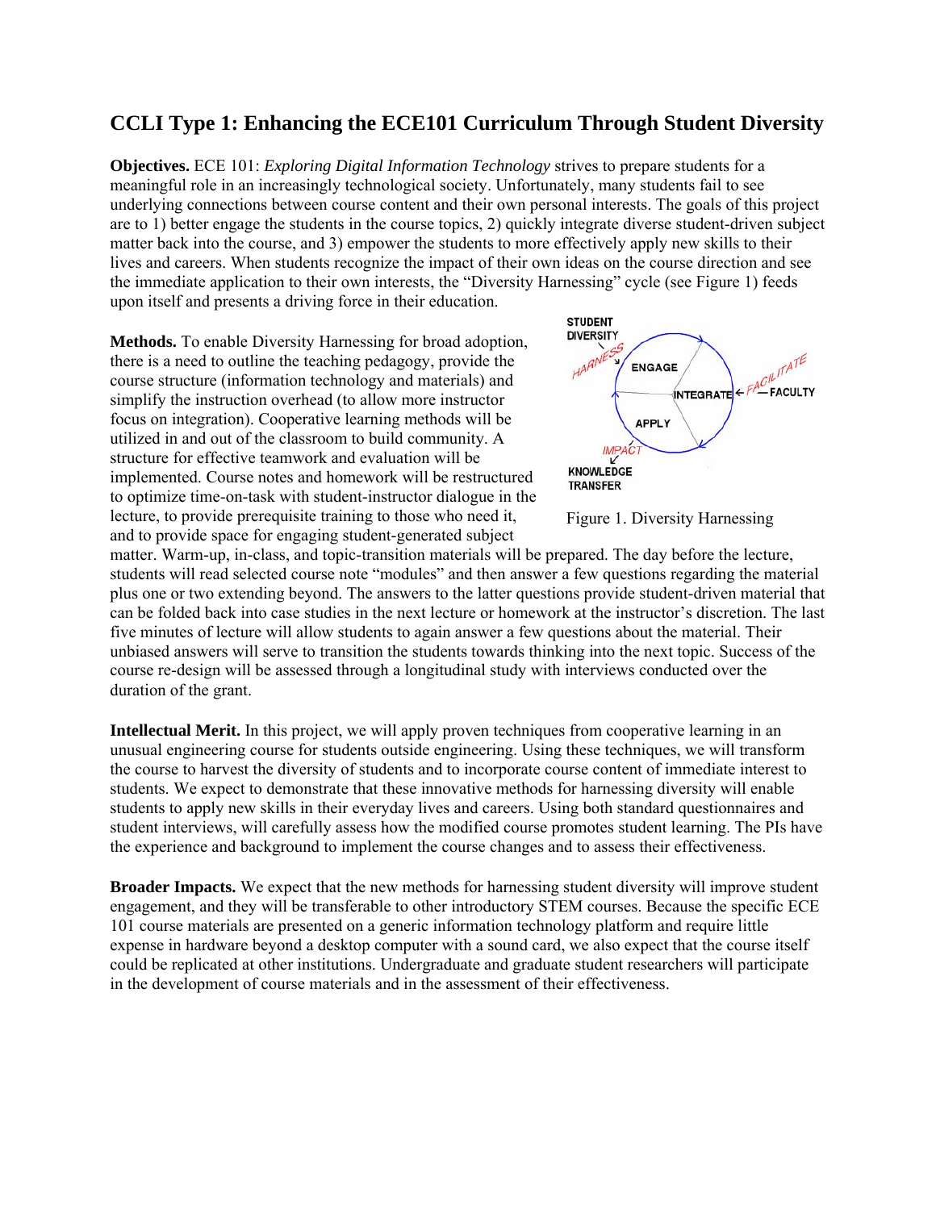# CCLI Type 1: Enhancing the ECE101 Curriculum Through Student Diversity

**Objectives.** ECE 101: *Exploring Digital Information Technology* strives to prepare students for a meaningful role in an increasingly technological society. Unfortunately, many students fail to see underlying connections between course content and their own personal interests. The goals of this project are to 1) better engage the students in the course topics, 2) quickly integrate diverse student-driven subject matter back into the course, and 3) empower the students to more effectively apply new skills to their lives and careers. When students recognize the impact of their own ideas on the course direction and see the immediate application to their own interests, the "Diversity Harnessing" cycle (see Figure 1) feeds upon itself and presents a driving force in their education.

**Methods.** To enable Diversity Harnessing for broad adoption, there is a need to outline the teaching pedagogy, provide the course structure (information technology and materials) and simplify the instruction overhead (to allow more instructor focus on integration). Cooperative learning methods will be utilized in and out of the classroom to build community. A structure for effective teamwork and evaluation will be implemented. Course notes and homework will be restructured to optimize time-on-task with student-instructor dialogue in the lecture, to provide prerequisite training to those who need it, and to provide space for engaging student-generated subject matter. Warm-up, in-class, and topic-transition materials will be prepared. The day before the lecture, students will read selected course note "modules" and then answer a few questions regarding the material plus one or two extending beyond. The answers to the latter questions provide student-driven material that can be folded back into case studies in the next lecture or homework at the instructor's discretion. The last five minutes of lecture will allow students to again answer a few questions about the material. Their unbiased answers will serve to transition the students towards thinking into the next topic. Success of the course re-design will be assessed through a longitudinal study with interviews conducted over the duration of the grant.

Figure 1. Diversity Harnessing

**Intellectual Merit.** In this project, we will apply proven techniques from cooperative learning in an unusual engineering course for students outside engineering. Using these techniques, we will transform the course to harvest the diversity of students and to incorporate course content of immediate interest to students. We expect to demonstrate that these innovative methods for harnessing diversity will enable students to apply new skills in their everyday lives and careers. Using both standard questionnaires and student interviews, will carefully assess how the modified course promotes student learning. The PIs have the experience and background to implement the course changes and to assess their effectiveness.

**Broader Impacts.** We expect that the new methods for harnessing student diversity will improve student engagement, and they will be transferable to other introductory STEM courses. Because the specific ECE 101 course materials are presented on a generic information technology platform and require little expense in hardware beyond a desktop computer with a sound card, we also expect that the course itself could be replicated at other institutions. Undergraduate and graduate student researchers will participate in the development of course materials and in the assessment of their effectiveness.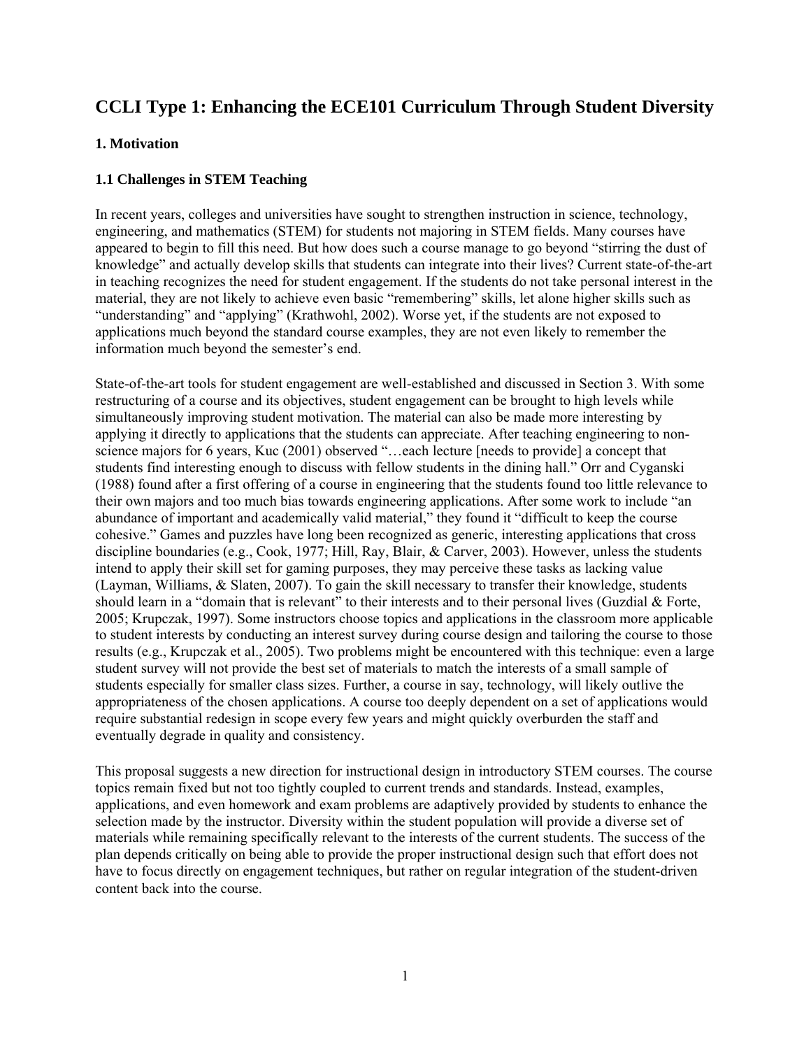# CCLI Type 1: Enhancing the ECE101 Curriculum Through Student Diversity

### 1. Motivation

### 1.1 Challenges in STEM Teaching

In recent years, colleges and universities have sought to strengthen instruction in science, technology, engineering, and mathematics (STEM) for students not majoring in STEM fields. Many courses have appeared to begin to fill this need. But how does such a course manage to go beyond "stirring the dust of knowledge" and actually develop skills that students can integrate into their lives? Current state-of-the-art in teaching recognizes the need for student engagement. If the students do not take personal interest in the material, they are not likely to achieve even basic "remembering" skills, let alone higher skills such as "understanding" and "applying" (Krathwohl, 2002). Worse yet, if the students are not exposed to applications much beyond the standard course examples, they are not even likely to remember the information much beyond the semester's end.

State-of-the-art tools for student engagement are well-established and discussed in Section 3. With some restructuring of a course and its objectives, student engagement can be brought to high levels while simultaneously improving student motivation. The material can also be made more interesting by applying it directly to applications that the students can appreciate. After teaching engineering to non-science majors for 6 years, Kuc (2001) observed "…each lecture [needs to provide] a concept that students find interesting enough to discuss with fellow students in the dining hall." Orr and Cyganski (1988) found after a first offering of a course in engineering that the students found too little relevance to their own majors and too much bias towards engineering applications. After some work to include "an abundance of important and academically valid material," they found it "difficult to keep the course cohesive." Games and puzzles have long been recognized as generic, interesting applications that cross discipline boundaries (e.g., Cook, 1977; Hill, Ray, Blair, & Carver, 2003). However, unless the students intend to apply their skill set for gaming purposes, they may perceive these tasks as lacking value (Layman, Williams, & Slaten, 2007). To gain the skill necessary to transfer their knowledge, students should learn in a "domain that is relevant" to their interests and to their personal lives (Guzdial & Forte, 2005; Krupczak, 1997). Some instructors choose topics and applications in the classroom more applicable to student interests by conducting an interest survey during course design and tailoring the course to those results (e.g., Krupczak et al., 2005). Two problems might be encountered with this technique: even a large student survey will not provide the best set of materials to match the interests of a small sample of students especially for smaller class sizes. Further, a course in say, technology, will likely outlive the appropriateness of the chosen applications. A course too deeply dependent on a set of applications would require substantial redesign in scope every few years and might quickly overburden the staff and eventually degrade in quality and consistency.

This proposal suggests a new direction for instructional design in introductory STEM courses. The course topics remain fixed but not too tightly coupled to current trends and standards. Instead, examples, applications, and even homework and exam problems are adaptively provided by students to enhance the selection made by the instructor. Diversity within the student population will provide a diverse set of materials while remaining specifically relevant to the interests of the current students. The success of the plan depends critically on being able to provide the proper instructional design such that effort does not have to focus directly on engagement techniques, but rather on regular integration of the student-driven content back into the course.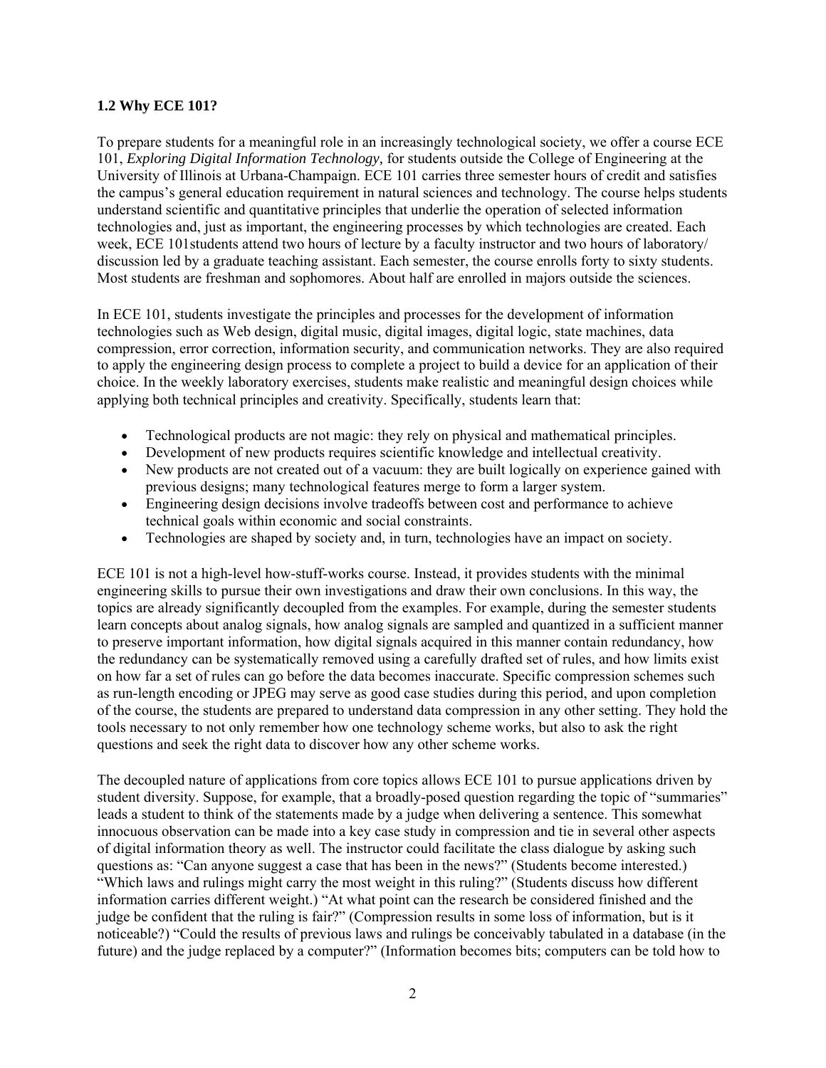### 1.2 Why ECE 101?

To prepare students for a meaningful role in an increasingly technological society, we offer a course ECE 101, *Exploring Digital Information Technology,* for students outside the College of Engineering at the University of Illinois at Urbana-Champaign. ECE 101 carries three semester hours of credit and satisfies the campus's general education requirement in natural sciences and technology. The course helps students understand scientific and quantitative principles that underlie the operation of selected information technologies and, just as important, the engineering processes by which technologies are created. Each week, ECE 101students attend two hours of lecture by a faculty instructor and two hours of laboratory/ discussion led by a graduate teaching assistant. Each semester, the course enrolls forty to sixty students. Most students are freshman and sophomores. About half are enrolled in majors outside the sciences.

In ECE 101, students investigate the principles and processes for the development of information technologies such as Web design, digital music, digital images, digital logic, state machines, data compression, error correction, information security, and communication networks. They are also required to apply the engineering design process to complete a project to build a device for an application of their choice. In the weekly laboratory exercises, students make realistic and meaningful design choices while applying both technical principles and creativity. Specifically, students learn that:

- Technological products are not magic: they rely on physical and mathematical principles.
- Development of new products requires scientific knowledge and intellectual creativity.
- New products are not created out of a vacuum: they are built logically on experience gained with previous designs; many technological features merge to form a larger system.
- Engineering design decisions involve tradeoffs between cost and performance to achieve technical goals within economic and social constraints.
- Technologies are shaped by society and, in turn, technologies have an impact on society.

ECE 101 is not a high-level how-stuff-works course. Instead, it provides students with the minimal engineering skills to pursue their own investigations and draw their own conclusions. In this way, the topics are already significantly decoupled from the examples. For example, during the semester students learn concepts about analog signals, how analog signals are sampled and quantized in a sufficient manner to preserve important information, how digital signals acquired in this manner contain redundancy, how the redundancy can be systematically removed using a carefully drafted set of rules, and how limits exist on how far a set of rules can go before the data becomes inaccurate. Specific compression schemes such as run-length encoding or JPEG may serve as good case studies during this period, and upon completion of the course, the students are prepared to understand data compression in any other setting. They hold the tools necessary to not only remember how one technology scheme works, but also to ask the right questions and seek the right data to discover how any other scheme works.

The decoupled nature of applications from core topics allows ECE 101 to pursue applications driven by student diversity. Suppose, for example, that a broadly-posed question regarding the topic of "summaries" leads a student to think of the statements made by a judge when delivering a sentence. This somewhat innocuous observation can be made into a key case study in compression and tie in several other aspects of digital information theory as well. The instructor could facilitate the class dialogue by asking such questions as: "Can anyone suggest a case that has been in the news?" (Students become interested.) "Which laws and rulings might carry the most weight in this ruling?" (Students discuss how different information carries different weight.) "At what point can the research be considered finished and the judge be confident that the ruling is fair?" (Compression results in some loss of information, but is it noticeable?) "Could the results of previous laws and rulings be conceivably tabulated in a database (in the future) and the judge replaced by a computer?" (Information becomes bits; computers can be told how to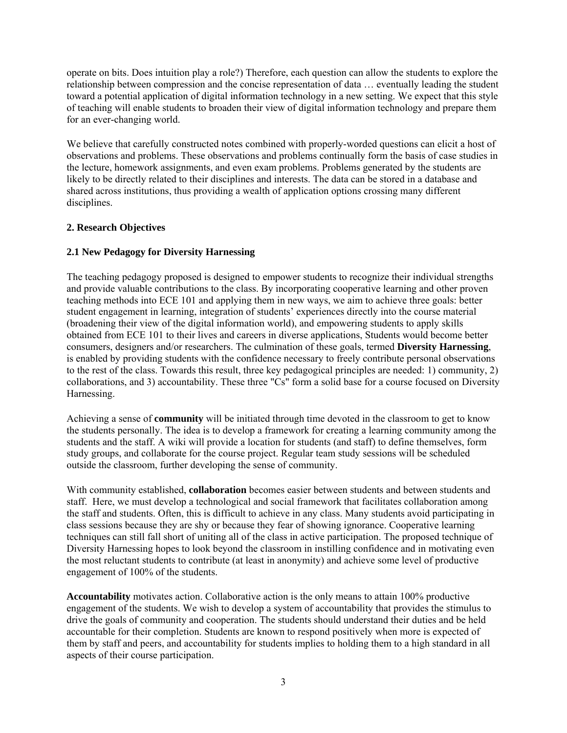operate on bits. Does intuition play a role?) Therefore, each question can allow the students to explore the relationship between compression and the concise representation of data … eventually leading the student toward a potential application of digital information technology in a new setting. We expect that this style of teaching will enable students to broaden their view of digital information technology and prepare them for an ever-changing world.

We believe that carefully constructed notes combined with properly-worded questions can elicit a host of observations and problems. These observations and problems continually form the basis of case studies in the lecture, homework assignments, and even exam problems. Problems generated by the students are likely to be directly related to their disciplines and interests. The data can be stored in a database and shared across institutions, thus providing a wealth of application options crossing many different disciplines.

## 2. Research Objectives

### 2.1 New Pedagogy for Diversity Harnessing

The teaching pedagogy proposed is designed to empower students to recognize their individual strengths and provide valuable contributions to the class. By incorporating cooperative learning and other proven teaching methods into ECE 101 and applying them in new ways, we aim to achieve three goals: better student engagement in learning, integration of students' experiences directly into the course material (broadening their view of the digital information world), and empowering students to apply skills obtained from ECE 101 to their lives and careers in diverse applications, Students would become better consumers, designers and/or researchers. The culmination of these goals, termed **Diversity Harnessing**, is enabled by providing students with the confidence necessary to freely contribute personal observations to the rest of the class. Towards this result, three key pedagogical principles are needed: 1) community, 2) collaborations, and 3) accountability. These three "Cs" form a solid base for a course focused on Diversity Harnessing.

Achieving a sense of **community** will be initiated through time devoted in the classroom to get to know the students personally. The idea is to develop a framework for creating a learning community among the students and the staff. A wiki will provide a location for students (and staff) to define themselves, form study groups, and collaborate for the course project. Regular team study sessions will be scheduled outside the classroom, further developing the sense of community.

With community established, **collaboration** becomes easier between students and between students and staff. Here, we must develop a technological and social framework that facilitates collaboration among the staff and students. Often, this is difficult to achieve in any class. Many students avoid participating in class sessions because they are shy or because they fear of showing ignorance. Cooperative learning techniques can still fall short of uniting all of the class in active participation. The proposed technique of Diversity Harnessing hopes to look beyond the classroom in instilling confidence and in motivating even the most reluctant students to contribute (at least in anonymity) and achieve some level of productive engagement of 100% of the students.

**Accountability** motivates action. Collaborative action is the only means to attain 100% productive engagement of the students. We wish to develop a system of accountability that provides the stimulus to drive the goals of community and cooperation. The students should understand their duties and be held accountable for their completion. Students are known to respond positively when more is expected of them by staff and peers, and accountability for students implies to holding them to a high standard in all aspects of their course participation.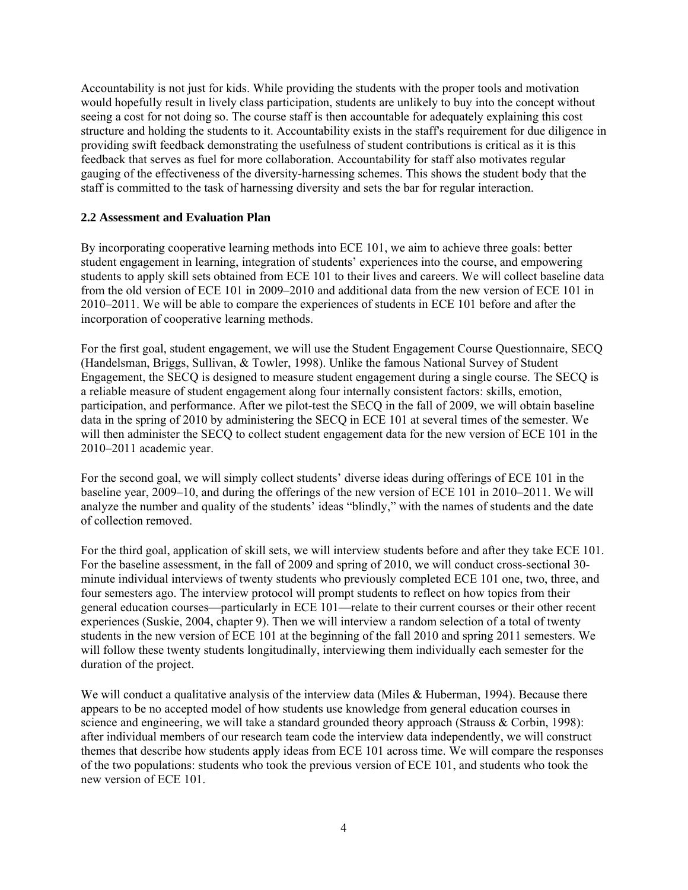Accountability is not just for kids. While providing the students with the proper tools and motivation would hopefully result in lively class participation, students are unlikely to buy into the concept without seeing a cost for not doing so. The course staff is then accountable for adequately explaining this cost structure and holding the students to it. Accountability exists in the staff's requirement for due diligence in providing swift feedback demonstrating the usefulness of student contributions is critical as it is this feedback that serves as fuel for more collaboration. Accountability for staff also motivates regular gauging of the effectiveness of the diversity-harnessing schemes. This shows the student body that the staff is committed to the task of harnessing diversity and sets the bar for regular interaction.

### 2.2 Assessment and Evaluation Plan

By incorporating cooperative learning methods into ECE 101, we aim to achieve three goals: better student engagement in learning, integration of students' experiences into the course, and empowering students to apply skill sets obtained from ECE 101 to their lives and careers. We will collect baseline data from the old version of ECE 101 in 2009–2010 and additional data from the new version of ECE 101 in 2010–2011. We will be able to compare the experiences of students in ECE 101 before and after the incorporation of cooperative learning methods.

For the first goal, student engagement, we will use the Student Engagement Course Questionnaire, SECQ (Handelsman, Briggs, Sullivan, & Towler, 1998). Unlike the famous National Survey of Student Engagement, the SECQ is designed to measure student engagement during a single course. The SECQ is a reliable measure of student engagement along four internally consistent factors: skills, emotion, participation, and performance. After we pilot-test the SECQ in the fall of 2009, we will obtain baseline data in the spring of 2010 by administering the SECQ in ECE 101 at several times of the semester. We will then administer the SECQ to collect student engagement data for the new version of ECE 101 in the 2010–2011 academic year.

For the second goal, we will simply collect students' diverse ideas during offerings of ECE 101 in the baseline year, 2009–10, and during the offerings of the new version of ECE 101 in 2010–2011. We will analyze the number and quality of the students' ideas "blindly," with the names of students and the date of collection removed.

For the third goal, application of skill sets, we will interview students before and after they take ECE 101. For the baseline assessment, in the fall of 2009 and spring of 2010, we will conduct cross-sectional 30-minute individual interviews of twenty students who previously completed ECE 101 one, two, three, and four semesters ago. The interview protocol will prompt students to reflect on how topics from their general education courses—particularly in ECE 101—relate to their current courses or their other recent experiences (Suskie, 2004, chapter 9). Then we will interview a random selection of a total of twenty students in the new version of ECE 101 at the beginning of the fall 2010 and spring 2011 semesters. We will follow these twenty students longitudinally, interviewing them individually each semester for the duration of the project.

We will conduct a qualitative analysis of the interview data (Miles & Huberman, 1994). Because there appears to be no accepted model of how students use knowledge from general education courses in science and engineering, we will take a standard grounded theory approach (Strauss & Corbin, 1998): after individual members of our research team code the interview data independently, we will construct themes that describe how students apply ideas from ECE 101 across time. We will compare the responses of the two populations: students who took the previous version of ECE 101, and students who took the new version of ECE 101.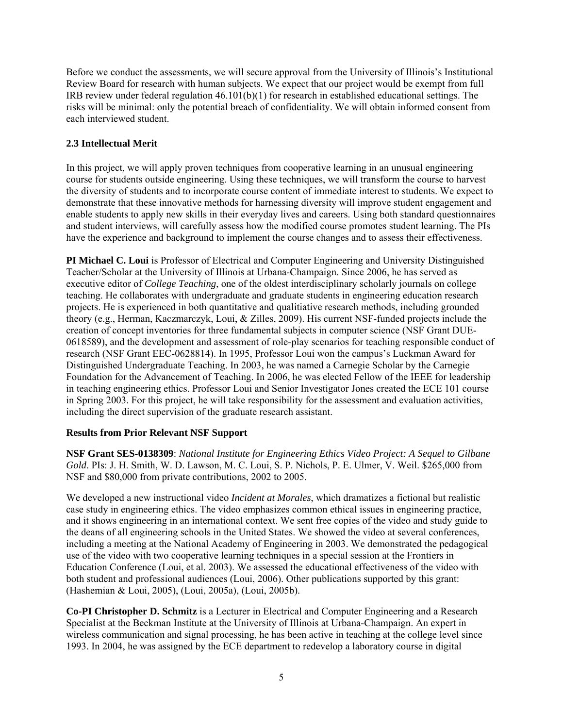Before we conduct the assessments, we will secure approval from the University of Illinois's Institutional Review Board for research with human subjects. We expect that our project would be exempt from full IRB review under federal regulation 46.101(b)(1) for research in established educational settings. The risks will be minimal: only the potential breach of confidentiality. We will obtain informed consent from each interviewed student.

### 2.3 Intellectual Merit

In this project, we will apply proven techniques from cooperative learning in an unusual engineering course for students outside engineering. Using these techniques, we will transform the course to harvest the diversity of students and to incorporate course content of immediate interest to students. We expect to demonstrate that these innovative methods for harnessing diversity will improve student engagement and enable students to apply new skills in their everyday lives and careers. Using both standard questionnaires and student interviews, will carefully assess how the modified course promotes student learning. The PIs have the experience and background to implement the course changes and to assess their effectiveness.

**PI Michael C. Loui** is Professor of Electrical and Computer Engineering and University Distinguished Teacher/Scholar at the University of Illinois at Urbana-Champaign. Since 2006, he has served as executive editor of *College Teaching*, one of the oldest interdisciplinary scholarly journals on college teaching. He collaborates with undergraduate and graduate students in engineering education research projects. He is experienced in both quantitative and qualitiative research methods, including grounded theory (e.g., Herman, Kaczmarczyk, Loui, & Zilles, 2009). His current NSF-funded projects include the creation of concept inventories for three fundamental subjects in computer science (NSF Grant DUE-0618589), and the development and assessment of role-play scenarios for teaching responsible conduct of research (NSF Grant EEC-0628814). In 1995, Professor Loui won the campus's Luckman Award for Distinguished Undergraduate Teaching. In 2003, he was named a Carnegie Scholar by the Carnegie Foundation for the Advancement of Teaching. In 2006, he was elected Fellow of the IEEE for leadership in teaching engineering ethics. Professor Loui and Senior Investigator Jones created the ECE 101 course in Spring 2003. For this project, he will take responsibility for the assessment and evaluation activities, including the direct supervision of the graduate research assistant.

**Results from Prior Relevant NSF Support**

**NSF Grant SES-0138309**: *National Institute for Engineering Ethics Video Project: A Sequel to Gilbane Gold*. PIs: J. H. Smith, W. D. Lawson, M. C. Loui, S. P. Nichols, P. E. Ulmer, V. Weil. $265,000 from NSF and $80,000 from private contributions, 2002 to 2005.

We developed a new instructional video *Incident at Morales*, which dramatizes a fictional but realistic case study in engineering ethics. The video emphasizes common ethical issues in engineering practice, and it shows engineering in an international context. We sent free copies of the video and study guide to the deans of all engineering schools in the United States. We showed the video at several conferences, including a meeting at the National Academy of Engineering in 2003. We demonstrated the pedagogical use of the video with two cooperative learning techniques in a special session at the Frontiers in Education Conference (Loui, et al. 2003). We assessed the educational effectiveness of the video with both student and professional audiences (Loui, 2006). Other publications supported by this grant: (Hashemian & Loui, 2005), (Loui, 2005a), (Loui, 2005b).

**Co-PI Christopher D. Schmitz** is a Lecturer in Electrical and Computer Engineering and a Research Specialist at the Beckman Institute at the University of Illinois at Urbana-Champaign. An expert in wireless communication and signal processing, he has been active in teaching at the college level since 1993. In 2004, he was assigned by the ECE department to redevelop a laboratory course in digital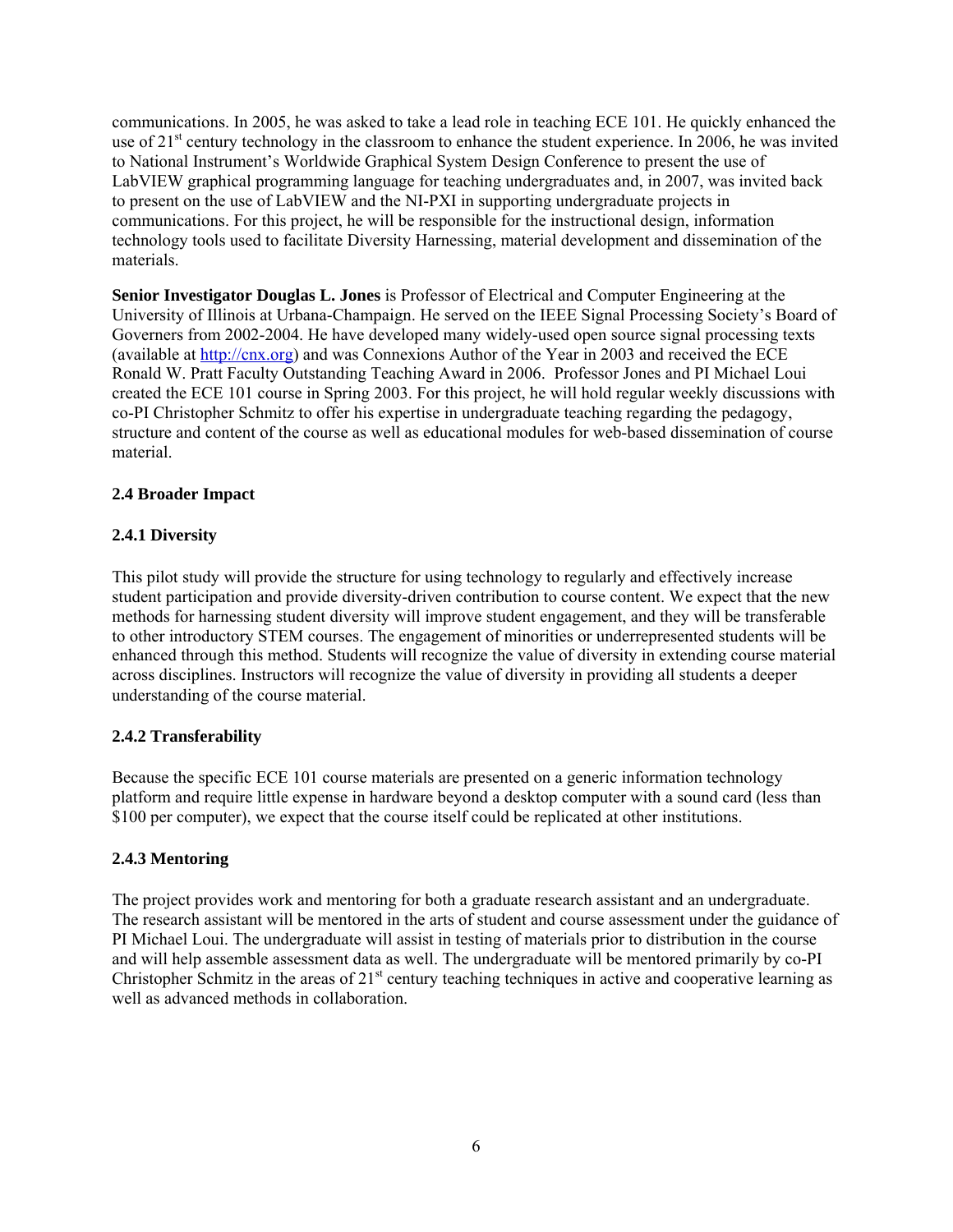communications. In 2005, he was asked to take a lead role in teaching ECE 101. He quickly enhanced the use of 21st century technology in the classroom to enhance the student experience. In 2006, he was invited to National Instrument's Worldwide Graphical System Design Conference to present the use of LabVIEW graphical programming language for teaching undergraduates and, in 2007, was invited back to present on the use of LabVIEW and the NI-PXI in supporting undergraduate projects in communications. For this project, he will be responsible for the instructional design, information technology tools used to facilitate Diversity Harnessing, material development and dissemination of the materials.

**Senior Investigator Douglas L. Jones** is Professor of Electrical and Computer Engineering at the University of Illinois at Urbana-Champaign. He served on the IEEE Signal Processing Society's Board of Governers from 2002-2004. He have developed many widely-used open source signal processing texts (available at http://cnx.org) and was Connexions Author of the Year in 2003 and received the ECE Ronald W. Pratt Faculty Outstanding Teaching Award in 2006. Professor Jones and PI Michael Loui created the ECE 101 course in Spring 2003. For this project, he will hold regular weekly discussions with co-PI Christopher Schmitz to offer his expertise in undergraduate teaching regarding the pedagogy, structure and content of the course as well as educational modules for web-based dissemination of course material.

### 2.4 Broader Impact

#### 2.4.1 Diversity

This pilot study will provide the structure for using technology to regularly and effectively increase student participation and provide diversity-driven contribution to course content. We expect that the new methods for harnessing student diversity will improve student engagement, and they will be transferable to other introductory STEM courses. The engagement of minorities or underrepresented students will be enhanced through this method. Students will recognize the value of diversity in extending course material across disciplines. Instructors will recognize the value of diversity in providing all students a deeper understanding of the course material.

#### 2.4.2 Transferability

Because the specific ECE 101 course materials are presented on a generic information technology platform and require little expense in hardware beyond a desktop computer with a sound card (less than $100 per computer), we expect that the course itself could be replicated at other institutions.

#### 2.4.3 Mentoring

The project provides work and mentoring for both a graduate research assistant and an undergraduate. The research assistant will be mentored in the arts of student and course assessment under the guidance of PI Michael Loui. The undergraduate will assist in testing of materials prior to distribution in the course and will help assemble assessment data as well. The undergraduate will be mentored primarily by co-PI Christopher Schmitz in the areas of 21st century teaching techniques in active and cooperative learning as well as advanced methods in collaboration.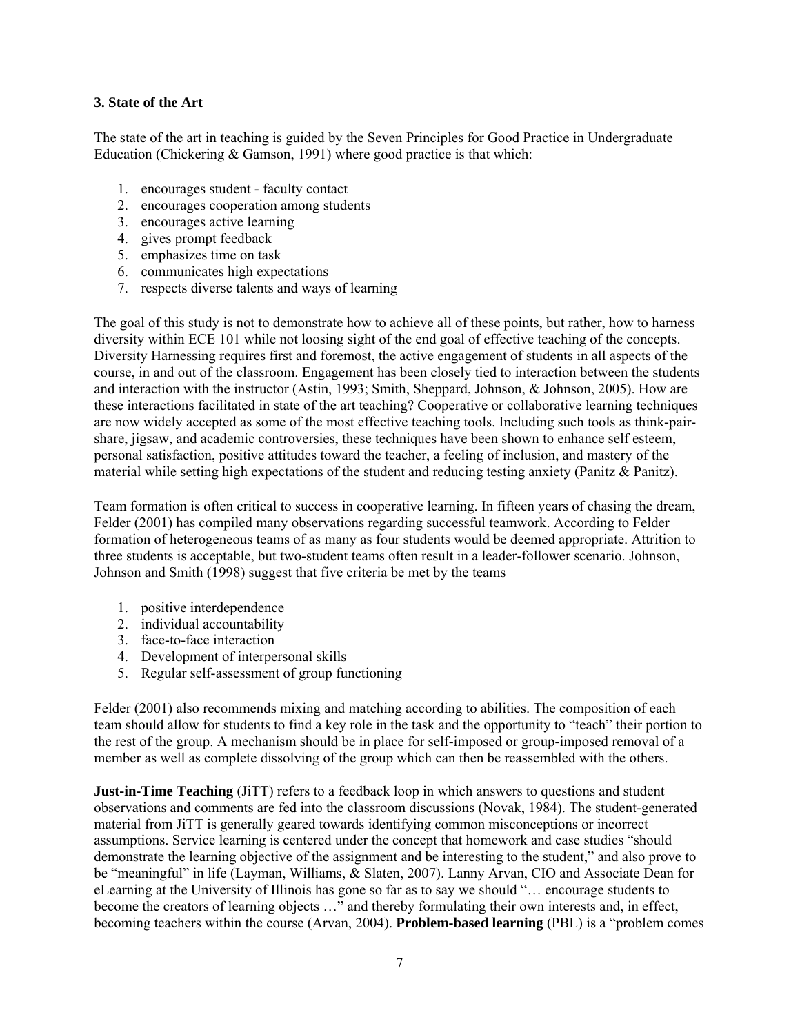### 3. State of the Art

The state of the art in teaching is guided by the Seven Principles for Good Practice in Undergraduate Education (Chickering & Gamson, 1991) where good practice is that which:

1. encourages student - faculty contact
2. encourages cooperation among students
3. encourages active learning
4. gives prompt feedback
5. emphasizes time on task
6. communicates high expectations
7. respects diverse talents and ways of learning

The goal of this study is not to demonstrate how to achieve all of these points, but rather, how to harness diversity within ECE 101 while not loosing sight of the end goal of effective teaching of the concepts. Diversity Harnessing requires first and foremost, the active engagement of students in all aspects of the course, in and out of the classroom. Engagement has been closely tied to interaction between the students and interaction with the instructor (Astin, 1993; Smith, Sheppard, Johnson, & Johnson, 2005). How are these interactions facilitated in state of the art teaching? Cooperative or collaborative learning techniques are now widely accepted as some of the most effective teaching tools. Including such tools as think-pair-share, jigsaw, and academic controversies, these techniques have been shown to enhance self esteem, personal satisfaction, positive attitudes toward the teacher, a feeling of inclusion, and mastery of the material while setting high expectations of the student and reducing testing anxiety (Panitz & Panitz).

Team formation is often critical to success in cooperative learning. In fifteen years of chasing the dream, Felder (2001) has compiled many observations regarding successful teamwork. According to Felder formation of heterogeneous teams of as many as four students would be deemed appropriate. Attrition to three students is acceptable, but two-student teams often result in a leader-follower scenario. Johnson, Johnson and Smith (1998) suggest that five criteria be met by the teams

1. positive interdependence
2. individual accountability
3. face-to-face interaction
4. Development of interpersonal skills
5. Regular self-assessment of group functioning

Felder (2001) also recommends mixing and matching according to abilities. The composition of each team should allow for students to find a key role in the task and the opportunity to "teach" their portion to the rest of the group. A mechanism should be in place for self-imposed or group-imposed removal of a member as well as complete dissolving of the group which can then be reassembled with the others.

**Just-in-Time Teaching** (JiTT) refers to a feedback loop in which answers to questions and student observations and comments are fed into the classroom discussions (Novak, 1984). The student-generated material from JiTT is generally geared towards identifying common misconceptions or incorrect assumptions. Service learning is centered under the concept that homework and case studies "should demonstrate the learning objective of the assignment and be interesting to the student," and also prove to be "meaningful" in life (Layman, Williams, & Slaten, 2007). Lanny Arvan, CIO and Associate Dean for eLearning at the University of Illinois has gone so far as to say we should "… encourage students to become the creators of learning objects …" and thereby formulating their own interests and, in effect, becoming teachers within the course (Arvan, 2004). **Problem-based learning** (PBL) is a "problem comes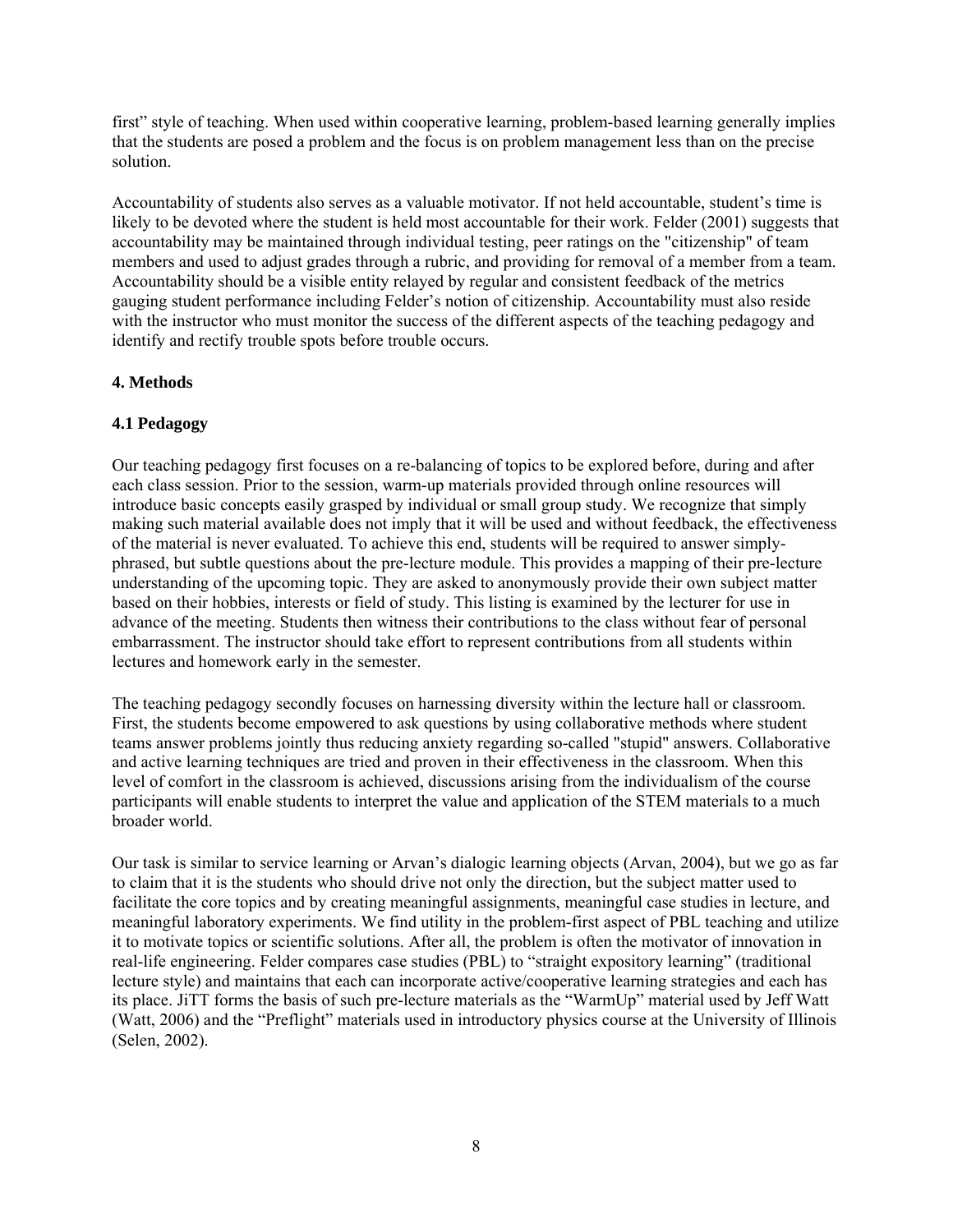first" style of teaching. When used within cooperative learning, problem-based learning generally implies that the students are posed a problem and the focus is on problem management less than on the precise solution.

Accountability of students also serves as a valuable motivator. If not held accountable, student's time is likely to be devoted where the student is held most accountable for their work. Felder (2001) suggests that accountability may be maintained through individual testing, peer ratings on the "citizenship" of team members and used to adjust grades through a rubric, and providing for removal of a member from a team. Accountability should be a visible entity relayed by regular and consistent feedback of the metrics gauging student performance including Felder's notion of citizenship. Accountability must also reside with the instructor who must monitor the success of the different aspects of the teaching pedagogy and identify and rectify trouble spots before trouble occurs.

## 4. Methods

### 4.1 Pedagogy

Our teaching pedagogy first focuses on a re-balancing of topics to be explored before, during and after each class session. Prior to the session, warm-up materials provided through online resources will introduce basic concepts easily grasped by individual or small group study. We recognize that simply making such material available does not imply that it will be used and without feedback, the effectiveness of the material is never evaluated. To achieve this end, students will be required to answer simply-phrased, but subtle questions about the pre-lecture module. This provides a mapping of their pre-lecture understanding of the upcoming topic. They are asked to anonymously provide their own subject matter based on their hobbies, interests or field of study. This listing is examined by the lecturer for use in advance of the meeting. Students then witness their contributions to the class without fear of personal embarrassment. The instructor should take effort to represent contributions from all students within lectures and homework early in the semester.

The teaching pedagogy secondly focuses on harnessing diversity within the lecture hall or classroom. First, the students become empowered to ask questions by using collaborative methods where student teams answer problems jointly thus reducing anxiety regarding so-called "stupid" answers. Collaborative and active learning techniques are tried and proven in their effectiveness in the classroom. When this level of comfort in the classroom is achieved, discussions arising from the individualism of the course participants will enable students to interpret the value and application of the STEM materials to a much broader world.

Our task is similar to service learning or Arvan's dialogic learning objects (Arvan, 2004), but we go as far to claim that it is the students who should drive not only the direction, but the subject matter used to facilitate the core topics and by creating meaningful assignments, meaningful case studies in lecture, and meaningful laboratory experiments. We find utility in the problem-first aspect of PBL teaching and utilize it to motivate topics or scientific solutions. After all, the problem is often the motivator of innovation in real-life engineering. Felder compares case studies (PBL) to "straight expository learning" (traditional lecture style) and maintains that each can incorporate active/cooperative learning strategies and each has its place. JiTT forms the basis of such pre-lecture materials as the "WarmUp" material used by Jeff Watt (Watt, 2006) and the "Preflight" materials used in introductory physics course at the University of Illinois (Selen, 2002).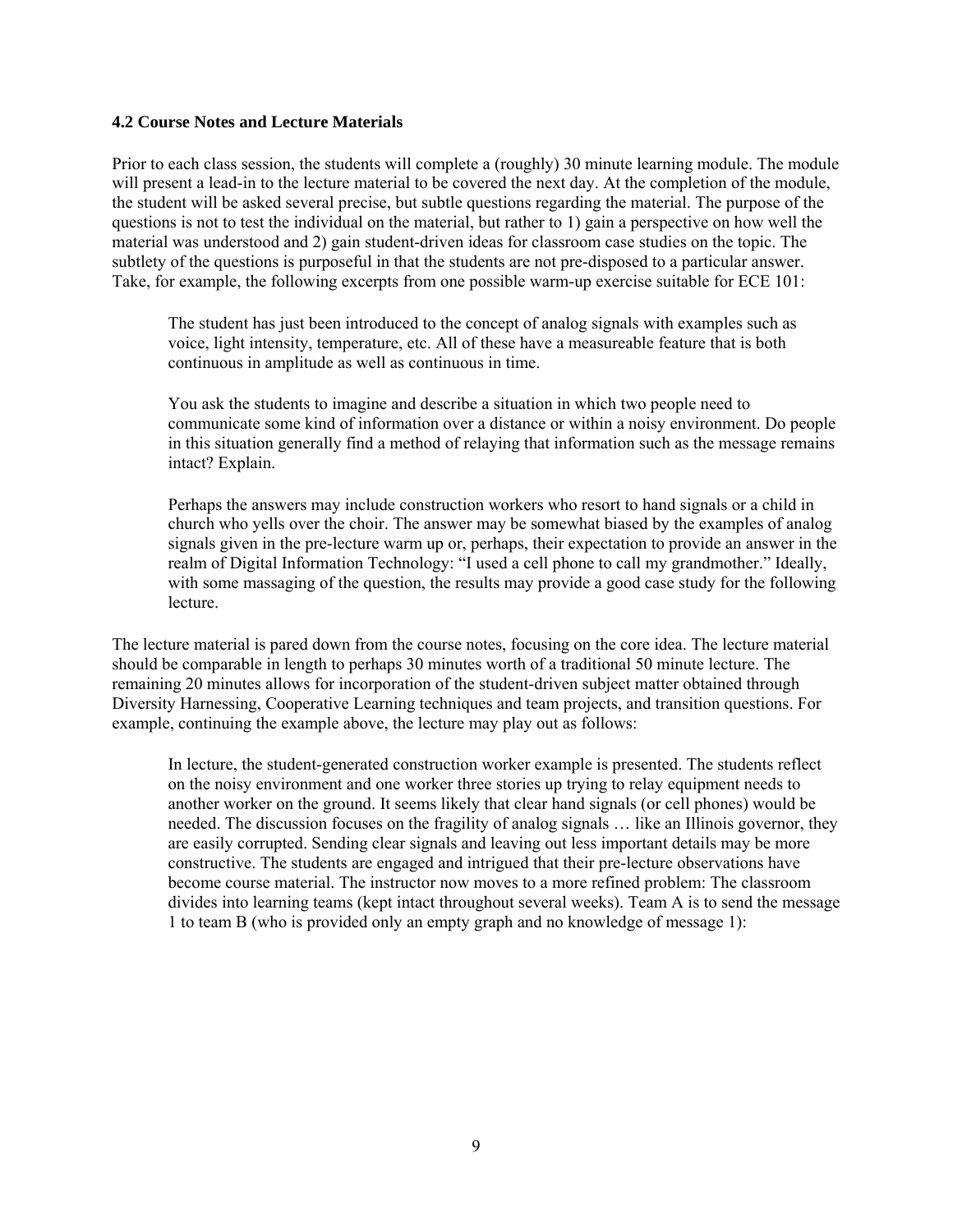### 4.2 Course Notes and Lecture Materials

Prior to each class session, the students will complete a (roughly) 30 minute learning module. The module will present a lead-in to the lecture material to be covered the next day. At the completion of the module, the student will be asked several precise, but subtle questions regarding the material. The purpose of the questions is not to test the individual on the material, but rather to 1) gain a perspective on how well the material was understood and 2) gain student-driven ideas for classroom case studies on the topic. The subtlety of the questions is purposeful in that the students are not pre-disposed to a particular answer. Take, for example, the following excerpts from one possible warm-up exercise suitable for ECE 101:

> The student has just been introduced to the concept of analog signals with examples such as voice, light intensity, temperature, etc. All of these have a measureable feature that is both continuous in amplitude as well as continuous in time.
>
> You ask the students to imagine and describe a situation in which two people need to communicate some kind of information over a distance or within a noisy environment. Do people in this situation generally find a method of relaying that information such as the message remains intact? Explain.
>
> Perhaps the answers may include construction workers who resort to hand signals or a child in church who yells over the choir. The answer may be somewhat biased by the examples of analog signals given in the pre-lecture warm up or, perhaps, their expectation to provide an answer in the realm of Digital Information Technology: "I used a cell phone to call my grandmother." Ideally, with some massaging of the question, the results may provide a good case study for the following lecture.

The lecture material is pared down from the course notes, focusing on the core idea. The lecture material should be comparable in length to perhaps 30 minutes worth of a traditional 50 minute lecture. The remaining 20 minutes allows for incorporation of the student-driven subject matter obtained through Diversity Harnessing, Cooperative Learning techniques and team projects, and transition questions. For example, continuing the example above, the lecture may play out as follows:

> In lecture, the student-generated construction worker example is presented. The students reflect on the noisy environment and one worker three stories up trying to relay equipment needs to another worker on the ground. It seems likely that clear hand signals (or cell phones) would be needed. The discussion focuses on the fragility of analog signals … like an Illinois governor, they are easily corrupted. Sending clear signals and leaving out less important details may be more constructive. The students are engaged and intrigued that their pre-lecture observations have become course material. The instructor now moves to a more refined problem: The classroom divides into learning teams (kept intact throughout several weeks). Team A is to send the message 1 to team B (who is provided only an empty graph and no knowledge of message 1):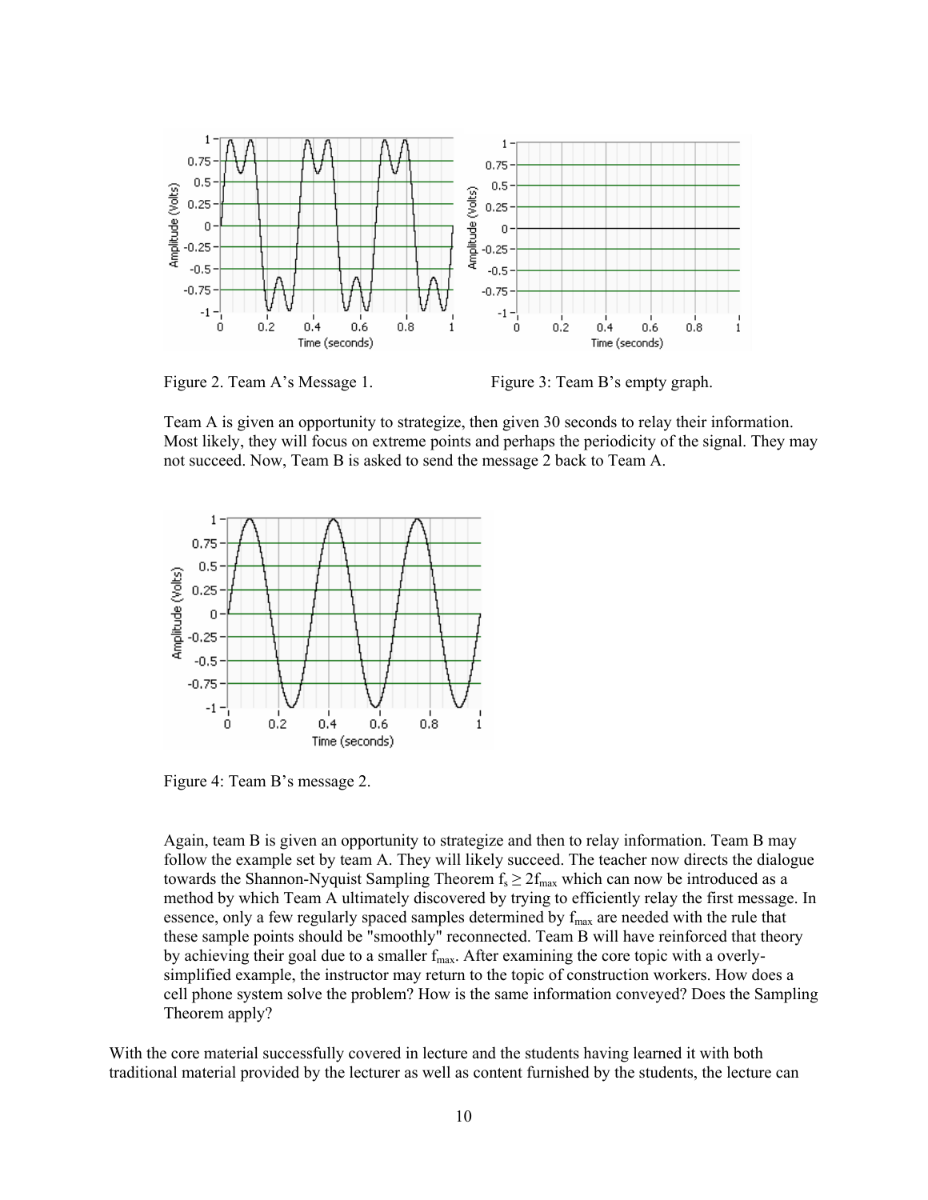Figure 2. Team A's Message 1.

Figure 3: Team B's empty graph.

Team A is given an opportunity to strategize, then given 30 seconds to relay their information. Most likely, they will focus on extreme points and perhaps the periodicity of the signal. They may not succeed. Now, Team B is asked to send the message 2 back to Team A.

Figure 4: Team B's message 2.

Again, team B is given an opportunity to strategize and then to relay information. Team B may follow the example set by team A. They will likely succeed. The teacher now directs the dialogue towards the Shannon-Nyquist Sampling Theorem $f_s \geq 2f_{max}$ which can now be introduced as a method by which Team A ultimately discovered by trying to efficiently relay the first message. In essence, only a few regularly spaced samples determined by $f_{max}$ are needed with the rule that these sample points should be "smoothly" reconnected. Team B will have reinforced that theory by achieving their goal due to a smaller $f_{max}$. After examining the core topic with a overly-simplified example, the instructor may return to the topic of construction workers. How does a cell phone system solve the problem? How is the same information conveyed? Does the Sampling Theorem apply?

With the core material successfully covered in lecture and the students having learned it with both traditional material provided by the lecturer as well as content furnished by the students, the lecture can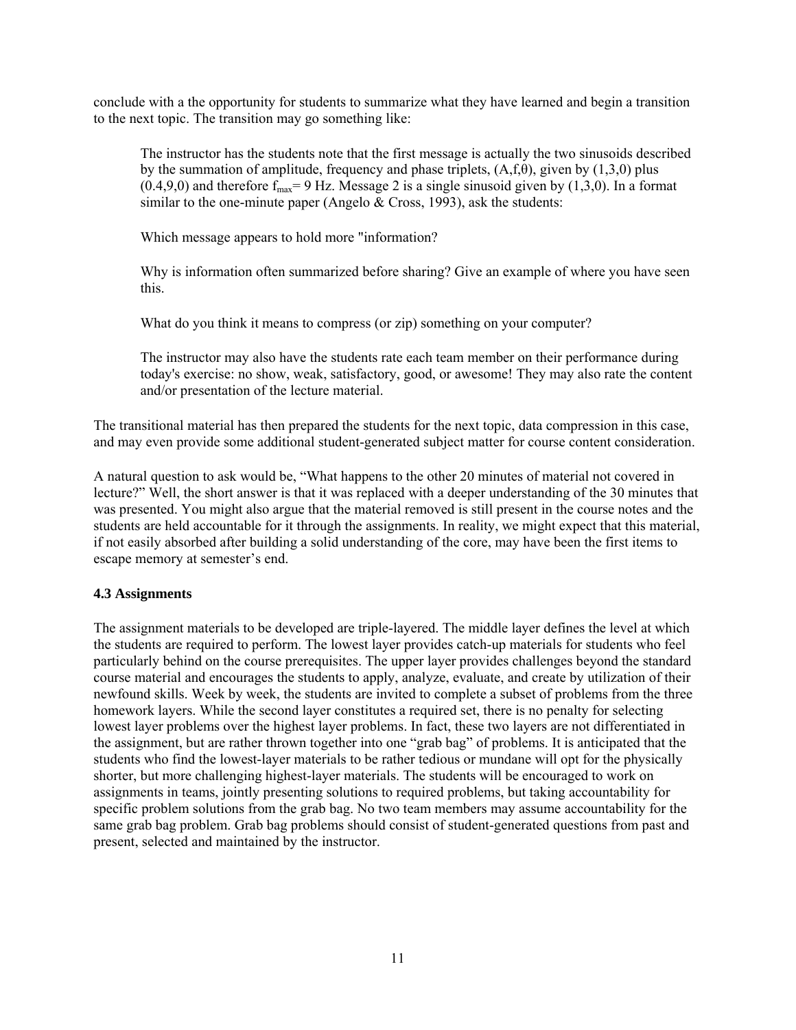conclude with a the opportunity for students to summarize what they have learned and begin a transition to the next topic. The transition may go something like:

> The instructor has the students note that the first message is actually the two sinusoids described by the summation of amplitude, frequency and phase triplets, $(A,f,\theta)$, given by $(1,3,0)$ plus $(0.4,9,0)$ and therefore $f_{max}= 9$ Hz. Message 2 is a single sinusoid given by $(1,3,0)$. In a format similar to the one-minute paper (Angelo & Cross, 1993), ask the students:
>
> Which message appears to hold more "information?
>
> Why is information often summarized before sharing? Give an example of where you have seen this.
>
> What do you think it means to compress (or zip) something on your computer?
>
> The instructor may also have the students rate each team member on their performance during today's exercise: no show, weak, satisfactory, good, or awesome! They may also rate the content and/or presentation of the lecture material.

The transitional material has then prepared the students for the next topic, data compression in this case, and may even provide some additional student-generated subject matter for course content consideration.

A natural question to ask would be, "What happens to the other 20 minutes of material not covered in lecture?" Well, the short answer is that it was replaced with a deeper understanding of the 30 minutes that was presented. You might also argue that the material removed is still present in the course notes and the students are held accountable for it through the assignments. In reality, we might expect that this material, if not easily absorbed after building a solid understanding of the core, may have been the first items to escape memory at semester's end.

### 4.3 Assignments

The assignment materials to be developed are triple-layered. The middle layer defines the level at which the students are required to perform. The lowest layer provides catch-up materials for students who feel particularly behind on the course prerequisites. The upper layer provides challenges beyond the standard course material and encourages the students to apply, analyze, evaluate, and create by utilization of their newfound skills. Week by week, the students are invited to complete a subset of problems from the three homework layers. While the second layer constitutes a required set, there is no penalty for selecting lowest layer problems over the highest layer problems. In fact, these two layers are not differentiated in the assignment, but are rather thrown together into one "grab bag" of problems. It is anticipated that the students who find the lowest-layer materials to be rather tedious or mundane will opt for the physically shorter, but more challenging highest-layer materials. The students will be encouraged to work on assignments in teams, jointly presenting solutions to required problems, but taking accountability for specific problem solutions from the grab bag. No two team members may assume accountability for the same grab bag problem. Grab bag problems should consist of student-generated questions from past and present, selected and maintained by the instructor.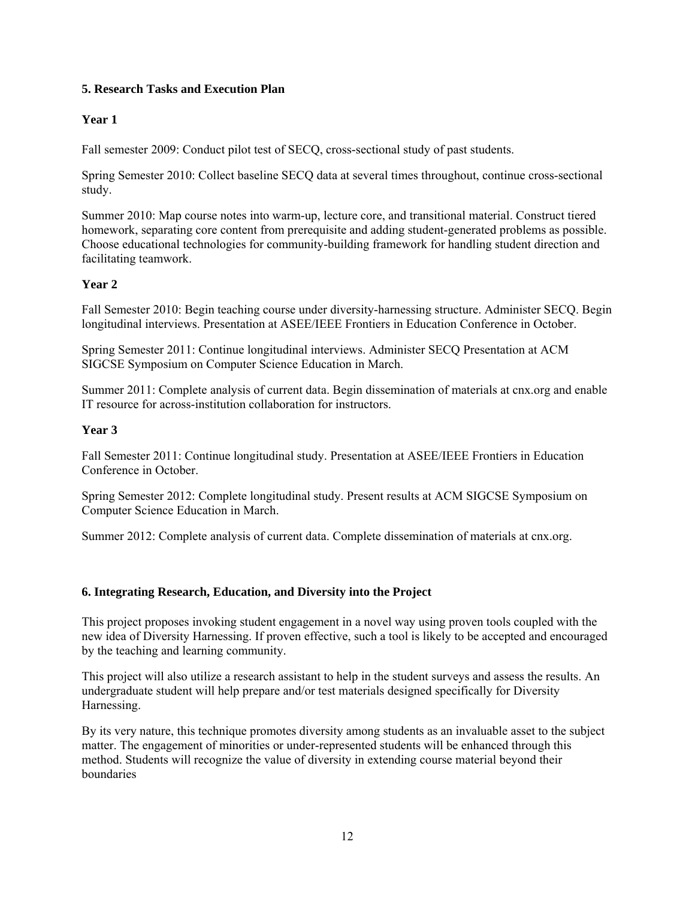## 5. Research Tasks and Execution Plan

### Year 1

Fall semester 2009: Conduct pilot test of SECQ, cross-sectional study of past students.

Spring Semester 2010: Collect baseline SECQ data at several times throughout, continue cross-sectional study.

Summer 2010: Map course notes into warm-up, lecture core, and transitional material. Construct tiered homework, separating core content from prerequisite and adding student-generated problems as possible. Choose educational technologies for community-building framework for handling student direction and facilitating teamwork.

### Year 2

Fall Semester 2010: Begin teaching course under diversity-harnessing structure. Administer SECQ. Begin longitudinal interviews. Presentation at ASEE/IEEE Frontiers in Education Conference in October.

Spring Semester 2011: Continue longitudinal interviews. Administer SECQ Presentation at ACM SIGCSE Symposium on Computer Science Education in March.

Summer 2011: Complete analysis of current data. Begin dissemination of materials at cnx.org and enable IT resource for across-institution collaboration for instructors.

### Year 3

Fall Semester 2011: Continue longitudinal study. Presentation at ASEE/IEEE Frontiers in Education Conference in October.

Spring Semester 2012: Complete longitudinal study. Present results at ACM SIGCSE Symposium on Computer Science Education in March.

Summer 2012: Complete analysis of current data. Complete dissemination of materials at cnx.org.

## 6. Integrating Research, Education, and Diversity into the Project

This project proposes invoking student engagement in a novel way using proven tools coupled with the new idea of Diversity Harnessing. If proven effective, such a tool is likely to be accepted and encouraged by the teaching and learning community.

This project will also utilize a research assistant to help in the student surveys and assess the results. An undergraduate student will help prepare and/or test materials designed specifically for Diversity Harnessing.

By its very nature, this technique promotes diversity among students as an invaluable asset to the subject matter. The engagement of minorities or under-represented students will be enhanced through this method. Students will recognize the value of diversity in extending course material beyond their boundaries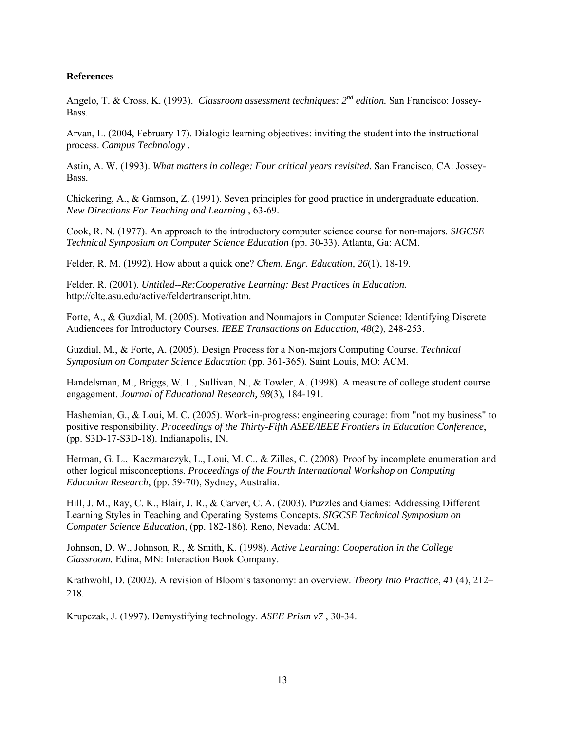**References**

Angelo, T. & Cross, K. (1993). *Classroom assessment techniques: 2nd edition.* San Francisco: Jossey-Bass.

Arvan, L. (2004, February 17). Dialogic learning objectives: inviting the student into the instructional process. *Campus Technology* .

Astin, A. W. (1993). *What matters in college: Four critical years revisited.* San Francisco, CA: Jossey-Bass.

Chickering, A., & Gamson, Z. (1991). Seven principles for good practice in undergraduate education. *New Directions For Teaching and Learning* , 63-69.

Cook, R. N. (1977). An approach to the introductory computer science course for non-majors. *SIGCSE Technical Symposium on Computer Science Education* (pp. 30-33). Atlanta, Ga: ACM.

Felder, R. M. (1992). How about a quick one? *Chem. Engr. Education, 26*(1), 18-19.

Felder, R. (2001). *Untitled--Re:Cooperative Learning: Best Practices in Education.* http://clte.asu.edu/active/feldertranscript.htm.

Forte, A., & Guzdial, M. (2005). Motivation and Nonmajors in Computer Science: Identifying Discrete Audiencees for Introductory Courses. *IEEE Transactions on Education, 48*(2), 248-253.

Guzdial, M., & Forte, A. (2005). Design Process for a Non-majors Computing Course. *Technical Symposium on Computer Science Education* (pp. 361-365). Saint Louis, MO: ACM.

Handelsman, M., Briggs, W. L., Sullivan, N., & Towler, A. (1998). A measure of college student course engagement. *Journal of Educational Research, 98*(3), 184-191.

Hashemian, G., & Loui, M. C. (2005). Work-in-progress: engineering courage: from "not my business" to positive responsibility. *Proceedings of the Thirty-Fifth ASEE/IEEE Frontiers in Education Conference*, (pp. S3D-17-S3D-18). Indianapolis, IN.

Herman, G. L., Kaczmarczyk, L., Loui, M. C., & Zilles, C. (2008). Proof by incomplete enumeration and other logical misconceptions. *Proceedings of the Fourth International Workshop on Computing Education Research*, (pp. 59-70), Sydney, Australia.

Hill, J. M., Ray, C. K., Blair, J. R., & Carver, C. A. (2003). Puzzles and Games: Addressing Different Learning Styles in Teaching and Operating Systems Concepts. *SIGCSE Technical Symposium on Computer Science Education,* (pp. 182-186). Reno, Nevada: ACM.

Johnson, D. W., Johnson, R., & Smith, K. (1998). *Active Learning: Cooperation in the College Classroom.* Edina, MN: Interaction Book Company.

Krathwohl, D. (2002). A revision of Bloom's taxonomy: an overview. *Theory Into Practice*, *41* (4), 212–218.

Krupczak, J. (1997). Demystifying technology. *ASEE Prism v7* , 30-34.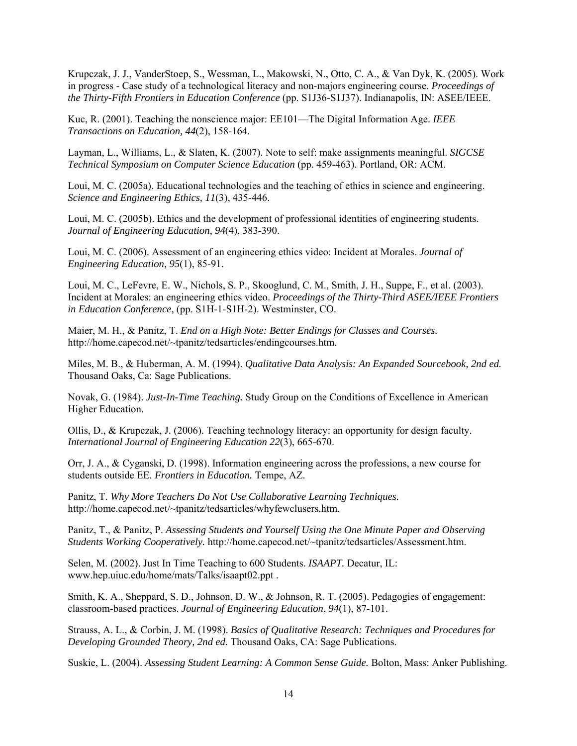Krupczak, J. J., VanderStoep, S., Wessman, L., Makowski, N., Otto, C. A., & Van Dyk, K. (2005). Work in progress - Case study of a technological literacy and non-majors engineering course. *Proceedings of the Thirty-Fifth Frontiers in Education Conference* (pp. S1J36-S1J37). Indianapolis, IN: ASEE/IEEE.

Kuc, R. (2001). Teaching the nonscience major: EE101—The Digital Information Age. *IEEE Transactions on Education, 44*(2), 158-164.

Layman, L., Williams, L., & Slaten, K. (2007). Note to self: make assignments meaningful. *SIGCSE Technical Symposium on Computer Science Education* (pp. 459-463). Portland, OR: ACM.

Loui, M. C. (2005a). Educational technologies and the teaching of ethics in science and engineering. *Science and Engineering Ethics, 11*(3), 435-446.

Loui, M. C. (2005b). Ethics and the development of professional identities of engineering students. *Journal of Engineering Education, 94*(4), 383-390.

Loui, M. C. (2006). Assessment of an engineering ethics video: Incident at Morales. *Journal of Engineering Education, 95*(1), 85-91.

Loui, M. C., LeFevre, E. W., Nichols, S. P., Skooglund, C. M., Smith, J. H., Suppe, F., et al. (2003). Incident at Morales: an engineering ethics video. *Proceedings of the Thirty-Third ASEE/IEEE Frontiers in Education Conference*, (pp. S1H-1-S1H-2). Westminster, CO.

Maier, M. H., & Panitz, T. *End on a High Note: Better Endings for Classes and Courses.* http://home.capecod.net/~tpanitz/tedsarticles/endingcourses.htm.

Miles, M. B., & Huberman, A. M. (1994). *Qualitative Data Analysis: An Expanded Sourcebook, 2nd ed.* Thousand Oaks, Ca: Sage Publications.

Novak, G. (1984). *Just-In-Time Teaching.* Study Group on the Conditions of Excellence in American Higher Education.

Ollis, D., & Krupczak, J. (2006). Teaching technology literacy: an opportunity for design faculty. *International Journal of Engineering Education 22*(3), 665-670.

Orr, J. A., & Cyganski, D. (1998). Information engineering across the professions, a new course for students outside EE. *Frontiers in Education.* Tempe, AZ.

Panitz, T. *Why More Teachers Do Not Use Collaborative Learning Techniques.* http://home.capecod.net/~tpanitz/tedsarticles/whyfewclusers.htm.

Panitz, T., & Panitz, P. *Assessing Students and Yourself Using the One Minute Paper and Observing Students Working Cooperatively.* http://home.capecod.net/~tpanitz/tedsarticles/Assessment.htm.

Selen, M. (2002). Just In Time Teaching to 600 Students. *ISAAPT.* Decatur, IL: www.hep.uiuc.edu/home/mats/Talks/isaapt02.ppt .

Smith, K. A., Sheppard, S. D., Johnson, D. W., & Johnson, R. T. (2005). Pedagogies of engagement: classroom-based practices. *Journal of Engineering Education*, *94*(1), 87-101.

Strauss, A. L., & Corbin, J. M. (1998). *Basics of Qualitative Research: Techniques and Procedures for Developing Grounded Theory, 2nd ed.* Thousand Oaks, CA: Sage Publications.

Suskie, L. (2004). *Assessing Student Learning: A Common Sense Guide.* Bolton, Mass: Anker Publishing.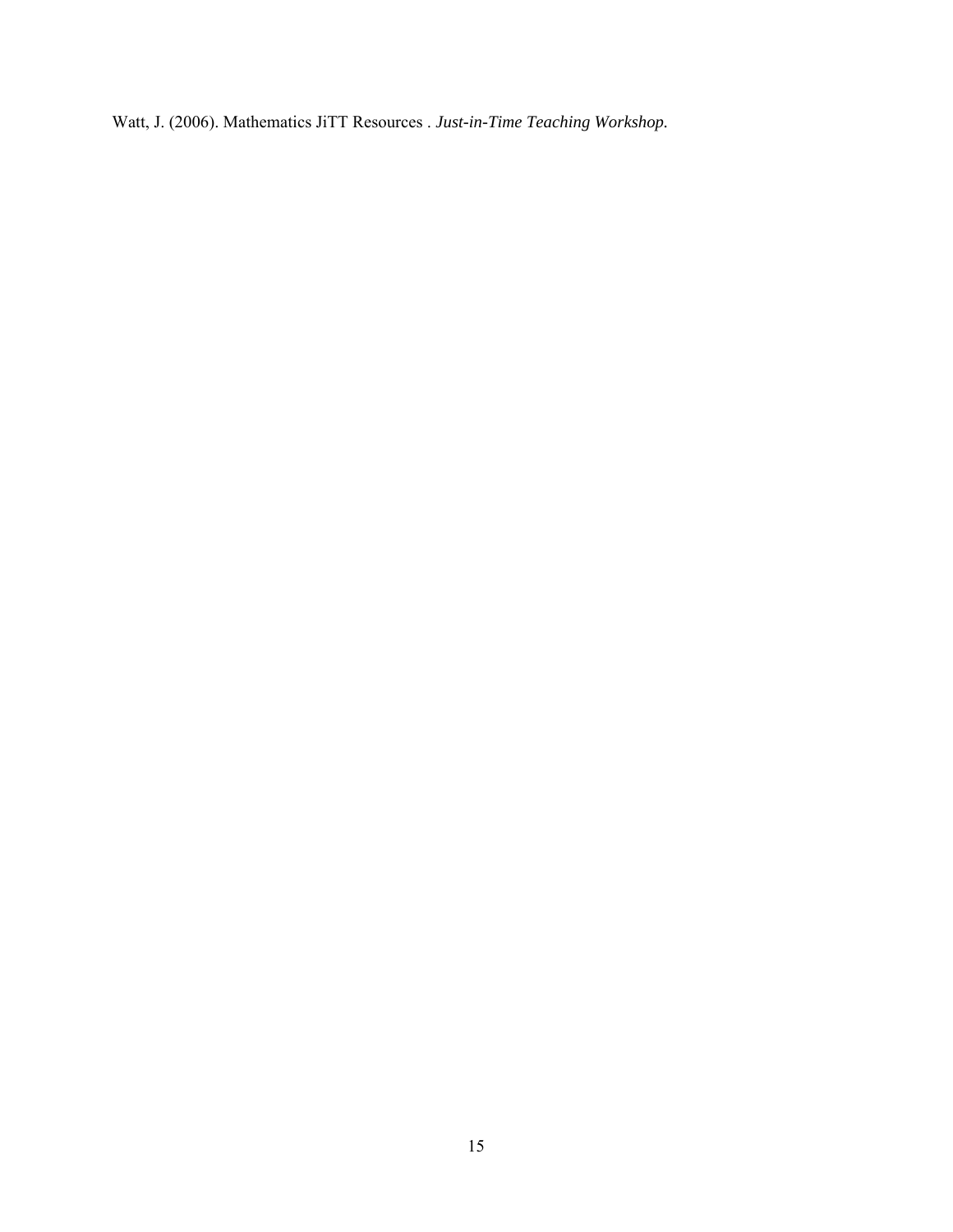Watt, J. (2006). Mathematics JiTT Resources . *Just-in-Time Teaching Workshop.*